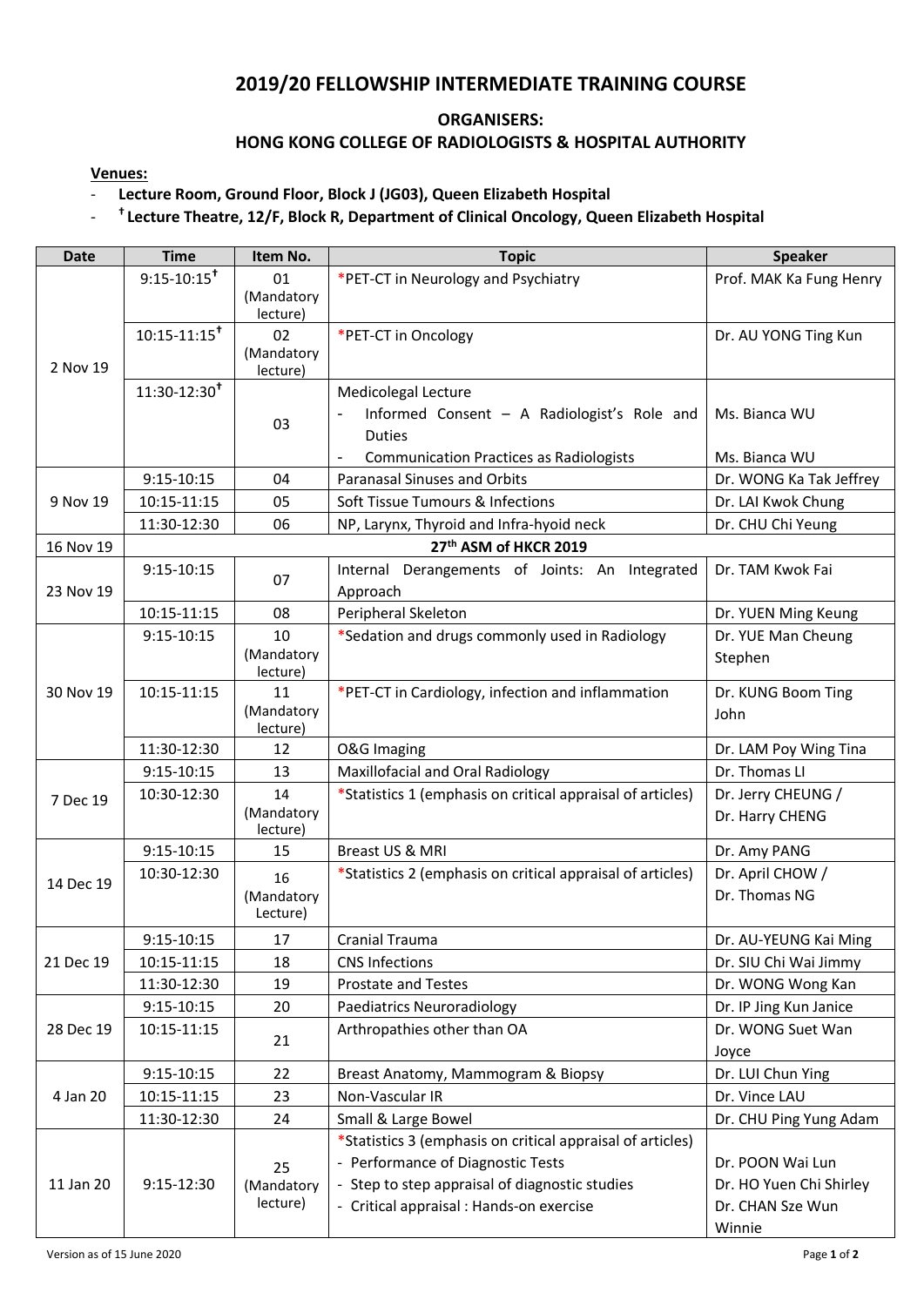# 2019/20 FELLOWSHIP INTERMEDIATE TRAINING COURSE

## ORGANISERS:
## HONG KONG COLLEGE OF RADIOLOGISTS & HOSPITAL AUTHORITY

**Venues:**

- **Lecture Room, Ground Floor, Block J (JG03), Queen Elizabeth Hospital**
- **† Lecture Theatre, 12/F, Block R, Department of Clinical Oncology, Queen Elizabeth Hospital**

| Date | Time | Item No. | Topic | Speaker |
|---|---|---|---|---|
| 2 Nov 19 | 9:15-10:15† | 01 (Mandatory lecture) | *PET-CT in Neurology and Psychiatry | Prof. MAK Ka Fung Henry |
| | 10:15-11:15† | 02 (Mandatory lecture) | *PET-CT in Oncology | Dr. AU YONG Ting Kun |
| | 11:30-12:30† | 03 | Medicolegal Lecture<br>- Informed Consent – A Radiologist's Role and Duties<br>- Communication Practices as Radiologists | Ms. Bianca WU<br>Ms. Bianca WU |
| 9 Nov 19 | 9:15-10:15 | 04 | Paranasal Sinuses and Orbits | Dr. WONG Ka Tak Jeffrey |
| | 10:15-11:15 | 05 | Soft Tissue Tumours & Infections | Dr. LAI Kwok Chung |
| | 11:30-12:30 | 06 | NP, Larynx, Thyroid and Infra-hyoid neck | Dr. CHU Chi Yeung |
| 16 Nov 19 | **27th ASM of HKCR 2019** | | | |
| 23 Nov 19 | 9:15-10:15 | 07 | Internal Derangements of Joints: An Integrated Approach | Dr. TAM Kwok Fai |
| | 10:15-11:15 | 08 | Peripheral Skeleton | Dr. YUEN Ming Keung |
| 30 Nov 19 | 9:15-10:15 | 10 (Mandatory lecture) | *Sedation and drugs commonly used in Radiology | Dr. YUE Man Cheung Stephen |
| | 10:15-11:15 | 11 (Mandatory lecture) | *PET-CT in Cardiology, infection and inflammation | Dr. KUNG Boom Ting John |
| | 11:30-12:30 | 12 | O&G Imaging | Dr. LAM Poy Wing Tina |
| 7 Dec 19 | 9:15-10:15 | 13 | Maxillofacial and Oral Radiology | Dr. Thomas LI |
| | 10:30-12:30 | 14 (Mandatory lecture) | *Statistics 1 (emphasis on critical appraisal of articles) | Dr. Jerry CHEUNG / Dr. Harry CHENG |
| 14 Dec 19 | 9:15-10:15 | 15 | Breast US & MRI | Dr. Amy PANG |
| | 10:30-12:30 | 16 (Mandatory Lecture) | *Statistics 2 (emphasis on critical appraisal of articles) | Dr. April CHOW / Dr. Thomas NG |
| 21 Dec 19 | 9:15-10:15 | 17 | Cranial Trauma | Dr. AU-YEUNG Kai Ming |
| | 10:15-11:15 | 18 | CNS Infections | Dr. SIU Chi Wai Jimmy |
| | 11:30-12:30 | 19 | Prostate and Testes | Dr. WONG Wong Kan |
| 28 Dec 19 | 9:15-10:15 | 20 | Paediatrics Neuroradiology | Dr. IP Jing Kun Janice |
| | 10:15-11:15 | 21 | Arthropathies other than OA | Dr. WONG Suet Wan Joyce |
| 4 Jan 20 | 9:15-10:15 | 22 | Breast Anatomy, Mammogram & Biopsy | Dr. LUI Chun Ying |
| | 10:15-11:15 | 23 | Non-Vascular IR | Dr. Vince LAU |
| | 11:30-12:30 | 24 | Small & Large Bowel | Dr. CHU Ping Yung Adam |
| 11 Jan 20 | 9:15-12:30 | 25 (Mandatory lecture) | *Statistics 3 (emphasis on critical appraisal of articles)<br>- Performance of Diagnostic Tests<br>- Step to step appraisal of diagnostic studies<br>- Critical appraisal : Hands-on exercise | Dr. POON Wai Lun<br>Dr. HO Yuen Chi Shirley<br>Dr. CHAN Sze Wun Winnie |

Version as of 15 June 2020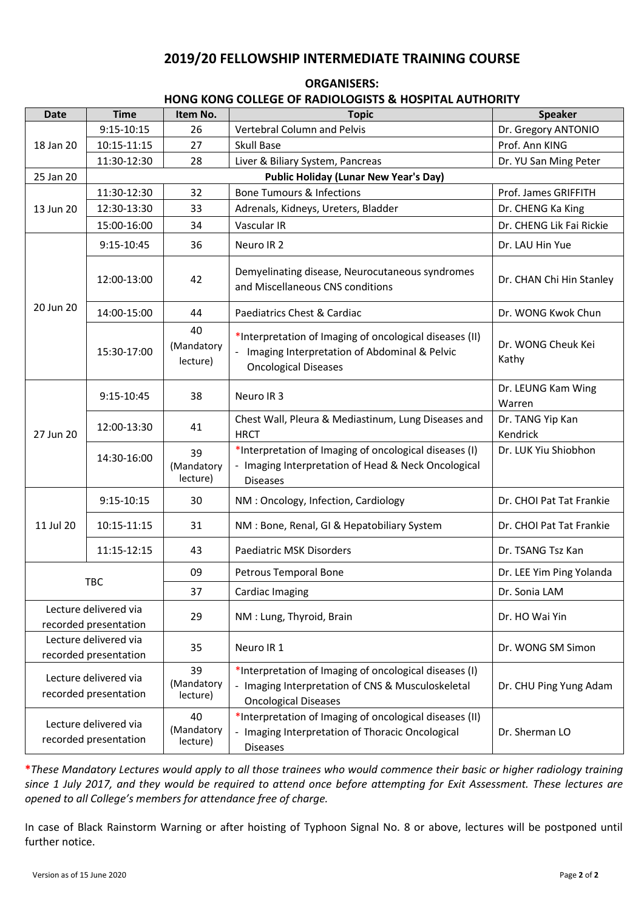# 2019/20 FELLOWSHIP INTERMEDIATE TRAINING COURSE

## ORGANISERS:
## HONG KONG COLLEGE OF RADIOLOGISTS & HOSPITAL AUTHORITY

| Date | Time | Item No. | Topic | Speaker |
|---|---|---|---|---|
| 18 Jan 20 | 9:15-10:15 | 26 | Vertebral Column and Pelvis | Dr. Gregory ANTONIO |
| | 10:15-11:15 | 27 | Skull Base | Prof. Ann KING |
| | 11:30-12:30 | 28 | Liver & Biliary System, Pancreas | Dr. YU San Ming Peter |
| 25 Jan 20 | **Public Holiday (Lunar New Year's Day)** | | | |
| 13 Jun 20 | 11:30-12:30 | 32 | Bone Tumours & Infections | Prof. James GRIFFITH |
| | 12:30-13:30 | 33 | Adrenals, Kidneys, Ureters, Bladder | Dr. CHENG Ka King |
| | 15:00-16:00 | 34 | Vascular IR | Dr. CHENG Lik Fai Rickie |
| 20 Jun 20 | 9:15-10:45 | 36 | Neuro IR 2 | Dr. LAU Hin Yue |
| | 12:00-13:00 | 42 | Demyelinating disease, Neurocutaneous syndromes and Miscellaneous CNS conditions | Dr. CHAN Chi Hin Stanley |
| | 14:00-15:00 | 44 | Paediatrics Chest & Cardiac | Dr. WONG Kwok Chun |
| | 15:30-17:00 | 40 (Mandatory lecture) | *Interpretation of Imaging of oncological diseases (II) - Imaging Interpretation of Abdominal & Pelvic Oncological Diseases | Dr. WONG Cheuk Kei Kathy |
| 27 Jun 20 | 9:15-10:45 | 38 | Neuro IR 3 | Dr. LEUNG Kam Wing Warren |
| | 12:00-13:30 | 41 | Chest Wall, Pleura & Mediastinum, Lung Diseases and HRCT | Dr. TANG Yip Kan Kendrick |
| | 14:30-16:00 | 39 (Mandatory lecture) | *Interpretation of Imaging of oncological diseases (I) - Imaging Interpretation of Head & Neck Oncological Diseases | Dr. LUK Yiu Shiobhon |
| 11 Jul 20 | 9:15-10:15 | 30 | NM : Oncology, Infection, Cardiology | Dr. CHOI Pat Tat Frankie |
| | 10:15-11:15 | 31 | NM : Bone, Renal, GI & Hepatobiliary System | Dr. CHOI Pat Tat Frankie |
| | 11:15-12:15 | 43 | Paediatric MSK Disorders | Dr. TSANG Tsz Kan |
| TBC | | 09 | Petrous Temporal Bone | Dr. LEE Yim Ping Yolanda |
| | | 37 | Cardiac Imaging | Dr. Sonia LAM |
| Lecture delivered via recorded presentation | | 29 | NM : Lung, Thyroid, Brain | Dr. HO Wai Yin |
| Lecture delivered via recorded presentation | | 35 | Neuro IR 1 | Dr. WONG SM Simon |
| Lecture delivered via recorded presentation | | 39 (Mandatory lecture) | *Interpretation of Imaging of oncological diseases (I) - Imaging Interpretation of CNS & Musculoskeletal Oncological Diseases | Dr. CHU Ping Yung Adam |
| Lecture delivered via recorded presentation | | 40 (Mandatory lecture) | *Interpretation of Imaging of oncological diseases (II) - Imaging Interpretation of Thoracic Oncological Diseases | Dr. Sherman LO |

*\*These Mandatory Lectures would apply to all those trainees who would commence their basic or higher radiology training since 1 July 2017, and they would be required to attend once before attempting for Exit Assessment. These lectures are opened to all College's members for attendance free of charge.*

In case of Black Rainstorm Warning or after hoisting of Typhoon Signal No. 8 or above, lectures will be postponed until further notice.

Version as of 15 June 2020